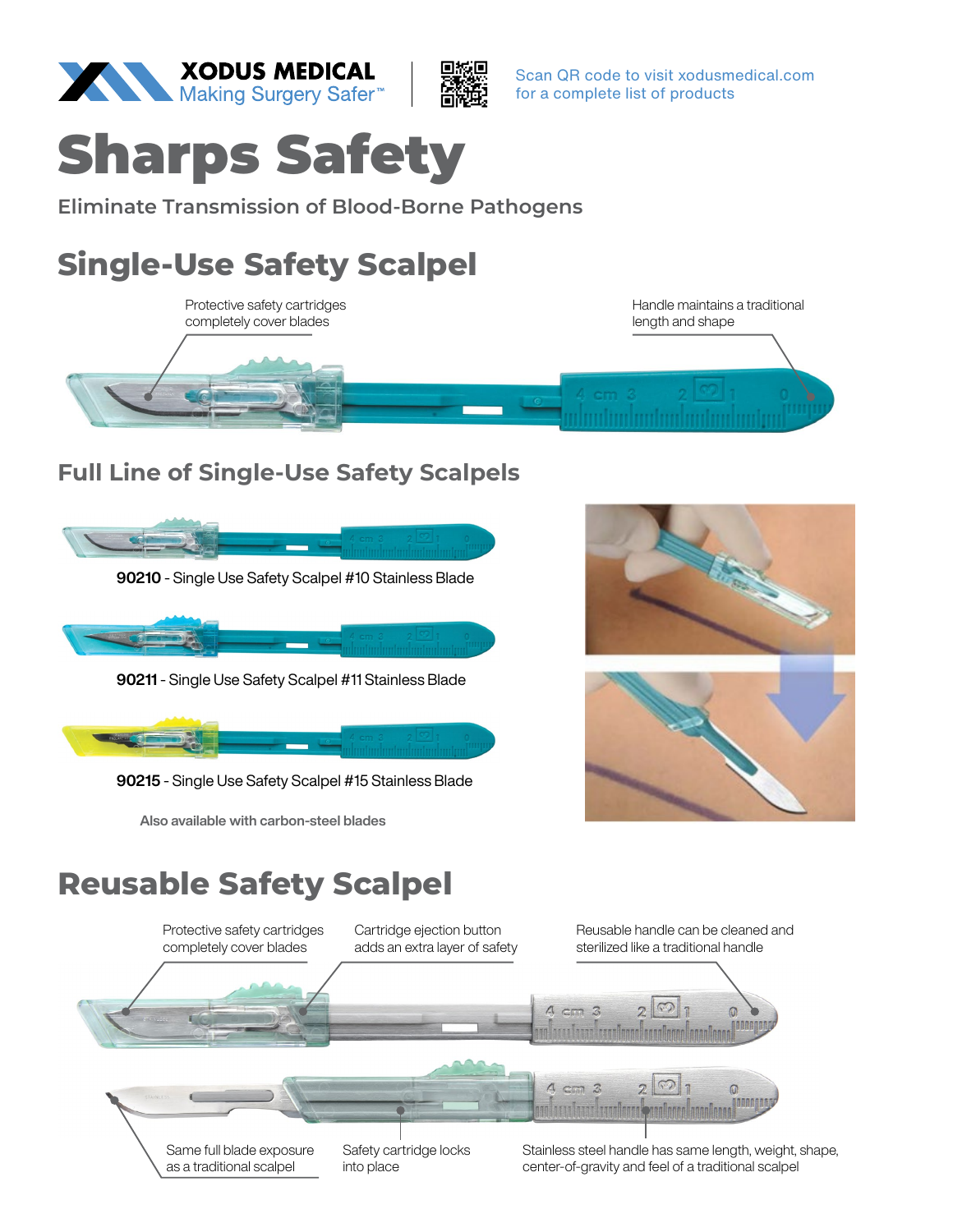**XODUS MEDICAL**
Making Surgery Safer™

Scan QR code to visit xodusmedical.com for a complete list of products

# Sharps Safety

### Eliminate Transmission of Blood-Borne Pathogens

## Single-Use Safety Scalpel

Protective safety cartridges completely cover blades

Handle maintains a traditional length and shape

### Full Line of Single-Use Safety Scalpels

**90210** - Single Use Safety Scalpel #10 Stainless Blade

**90211** - Single Use Safety Scalpel #11 Stainless Blade

**90215** - Single Use Safety Scalpel #15 Stainless Blade

Also available with carbon-steel blades

## Reusable Safety Scalpel

Protective safety cartridges completely cover blades

Cartridge ejection button adds an extra layer of safety

Reusable handle can be cleaned and sterilized like a traditional handle

Same full blade exposure as a traditional scalpel

Safety cartridge locks into place

Stainless steel handle has same length, weight, shape, center-of-gravity and feel of a traditional scalpel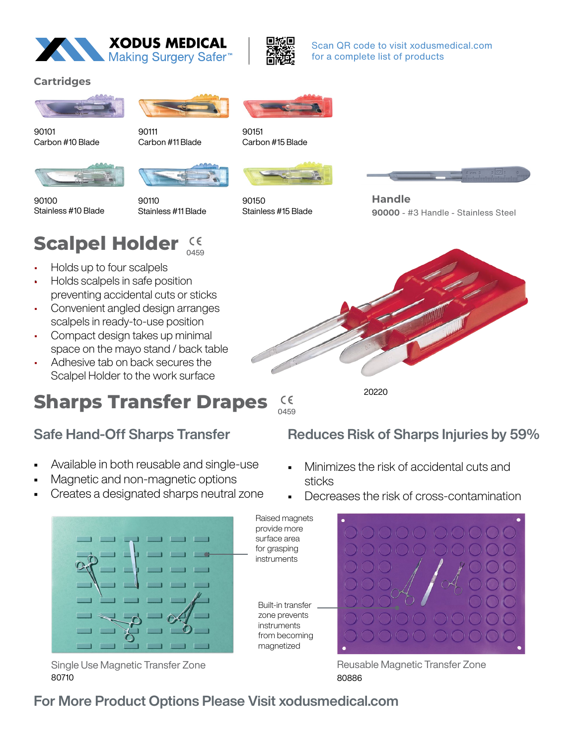**XODUS MEDICAL**
Making Surgery Safer™

Scan QR code to visit xodusmedical.com for a complete list of products

### Cartridges

90101
Carbon #10 Blade

90111
Carbon #11 Blade

90151
Carbon #15 Blade

90100
Stainless #10 Blade

90110
Stainless #11 Blade

90150
Stainless #15 Blade

### Handle

**90000** - #3 Handle - Stainless Steel

# Scalpel Holder

CE 0459

- Holds up to four scalpels
- Holds scalpels in safe position preventing accidental cuts or sticks
- Convenient angled design arranges scalpels in ready-to-use position
- Compact design takes up minimal space on the mayo stand / back table
- Adhesive tab on back secures the Scalpel Holder to the work surface

20220

# Sharps Transfer Drapes

CE 0459

## Safe Hand-Off Sharps Transfer

- Available in both reusable and single-use
- Magnetic and non-magnetic options
- Creates a designated sharps neutral zone

## Reduces Risk of Sharps Injuries by 59%

- Minimizes the risk of accidental cuts and sticks
- Decreases the risk of cross-contamination

Raised magnets provide more surface area for grasping instruments

Built-in transfer zone prevents instruments from becoming magnetized

Single Use Magnetic Transfer Zone
80710

Reusable Magnetic Transfer Zone
80886

## For More Product Options Please Visit xodusmedical.com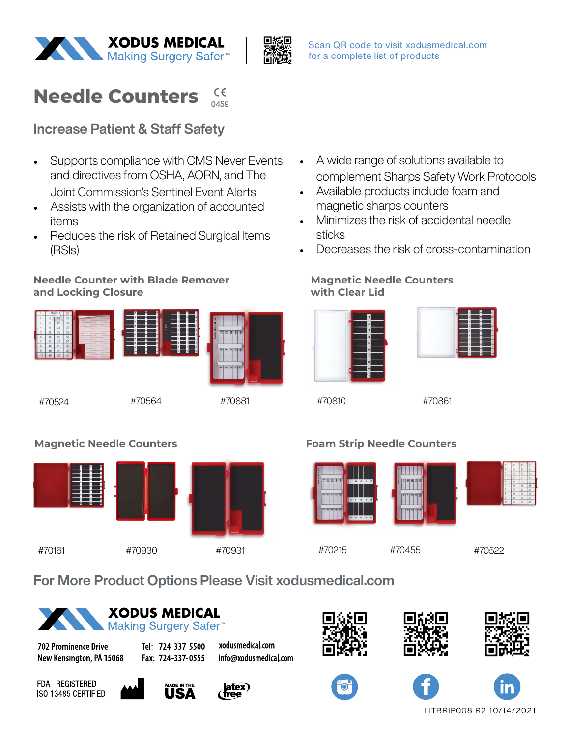XODUS MEDICAL
Making Surgery Safer™

Scan QR code to visit xodusmedical.com for a complete list of products

# Needle Counters

CE 0459

## Increase Patient & Staff Safety

- Supports compliance with CMS Never Events and directives from OSHA, AORN, and The Joint Commission's Sentinel Event Alerts
- Assists with the organization of accounted items
- Reduces the risk of Retained Surgical Items (RSIs)
- A wide range of solutions available to complement Sharps Safety Work Protocols
- Available products include foam and magnetic sharps counters
- Minimizes the risk of accidental needle sticks
- Decreases the risk of cross-contamination

### Needle Counter with Blade Remover and Locking Closure

#70524

#70564

#70881

### Magnetic Needle Counters with Clear Lid

#70810

#70861

### Magnetic Needle Counters

#70161

#70930

#70931

### Foam Strip Needle Counters

#70215

#70455

#70522

## For More Product Options Please Visit xodusmedical.com

XODUS MEDICAL
Making Surgery Safer™

702 Prominence Drive
New Kensington, PA 15068

Tel: 724-337-5500
Fax: 724-337-0555

xodusmedical.com
info@xodusmedical.com

FDA REGISTERED
ISO 13485 CERTIFIED

MADE IN THE USA

latex free

LITBRIP008 R2 10/14/2021